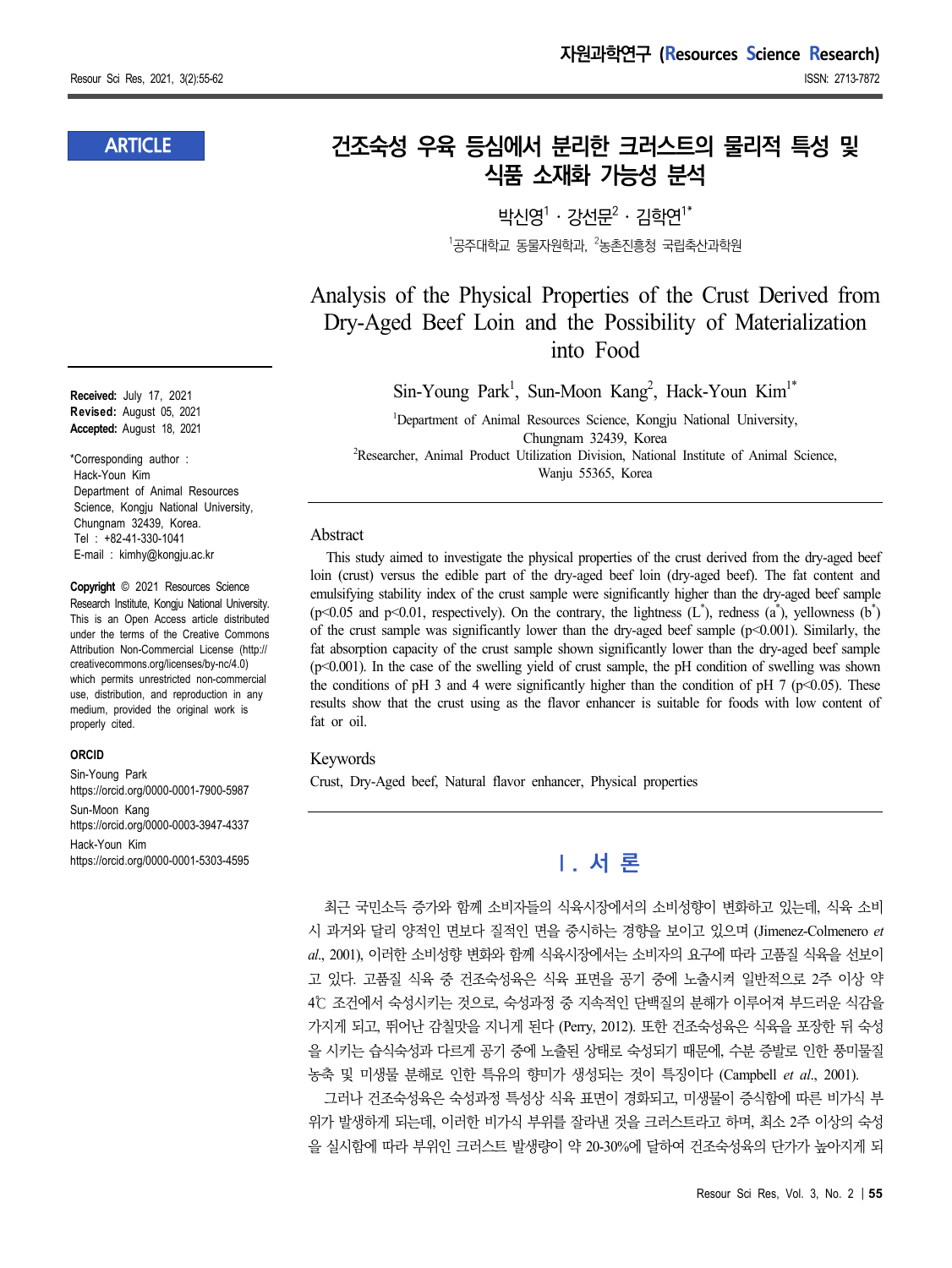ARTICLE

# 건조숙성 우육 등심에서 분리한 크러스트의 물리적 특성 및 식품 소재화 가능성 분석

박신영[1] · 강선문[2] · 김학연[1*]

[1]공주대학교 동물자원학과, [2]농촌진흥청 국립축산과학원

# Analysis of the Physical Properties of the Crust Derived from Dry-Aged Beef Loin and the Possibility of Materialization into Food

Sin-Young Park[1], Sun-Moon Kang[2], Hack-Youn Kim[1*]

[1]Department of Animal Resources Science, Kongju National University, Chungnam 32439, Korea

[2]Researcher, Animal Product Utilization Division, National Institute of Animal Science, Wanju 55365, Korea

**Received:** July 17, 2021
**Revised:** August 05, 2021
**Accepted:** August 18, 2021

*Corresponding author :
Hack-Youn Kim
Department of Animal Resources Science, Kongju National University, Chungnam 32439, Korea.
Tel : +82-41-330-1041
E-mail : kimhy@kongju.ac.kr

**Copyright** © 2021 Resources Science Research Institute, Kongju National University. This is an Open Access article distributed under the terms of the Creative Commons Attribution Non-Commercial License (http://creativecommons.org/licenses/by-nc/4.0) which permits unrestricted non-commercial use, distribution, and reproduction in any medium, provided the original work is properly cited.

**ORCID**
Sin-Young Park
https://orcid.org/0000-0001-7900-5987
Sun-Moon Kang
https://orcid.org/0000-0003-3947-4337
Hack-Youn Kim
https://orcid.org/0000-0001-5303-4595

## Abstract

This study aimed to investigate the physical properties of the crust derived from the dry-aged beef loin (crust) versus the edible part of the dry-aged beef loin (dry-aged beef). The fat content and emulsifying stability index of the crust sample were significantly higher than the dry-aged beef sample ($p<0.05$ and $p<0.01$, respectively). On the contrary, the lightness ($L^*$), redness ($a^*$), yellowness ($b^*$) of the crust sample was significantly lower than the dry-aged beef sample ($p<0.001$). Similarly, the fat absorption capacity of the crust sample shown significantly lower than the dry-aged beef sample ($p<0.001$). In the case of the swelling yield of crust sample, the pH condition of swelling was shown the conditions of pH 3 and 4 were significantly higher than the condition of pH 7 ($p<0.05$). These results show that the crust using as the flavor enhancer is suitable for foods with low content of fat or oil.

## Keywords

Crust, Dry-Aged beef, Natural flavor enhancer, Physical properties

## Ⅰ. 서 론

최근 국민소득 증가와 함께 소비자들의 식육시장에서의 소비성향이 변화하고 있는데, 식육 소비 시 과거와 달리 양적인 면보다 질적인 면을 중시하는 경향을 보이고 있으며 (Jimenez-Colmenero *et al*., 2001), 이러한 소비성향 변화와 함께 식육시장에서는 소비자의 요구에 따라 고품질 식육을 선보이고 있다. 고품질 식육 중 건조숙성육은 식육 표면을 공기 중에 노출시켜 일반적으로 2주 이상 약 4℃ 조건에서 숙성시키는 것으로, 숙성과정 중 지속적인 단백질의 분해가 이루어져 부드러운 식감을 가지게 되고, 뛰어난 감칠맛을 지니게 된다 (Perry, 2012). 또한 건조숙성육은 식육을 포장한 뒤 숙성을 시키는 습식숙성과 다르게 공기 중에 노출된 상태로 숙성되기 때문에, 수분 증발로 인한 풍미물질 농축 및 미생물 분해로 인한 특유의 향미가 생성되는 것이 특징이다 (Campbell *et al*., 2001).

그러나 건조숙성육은 숙성과정 특성상 식육 표면이 경화되고, 미생물이 증식함에 따른 비가식 부위가 발생하게 되는데, 이러한 비가식 부위를 잘라낸 것을 크러스트라고 하며, 최소 2주 이상의 숙성을 실시함에 따라 부위인 크러스트 발생량이 약 20-30%에 달하여 건조숙성육의 단가가 높아지게 되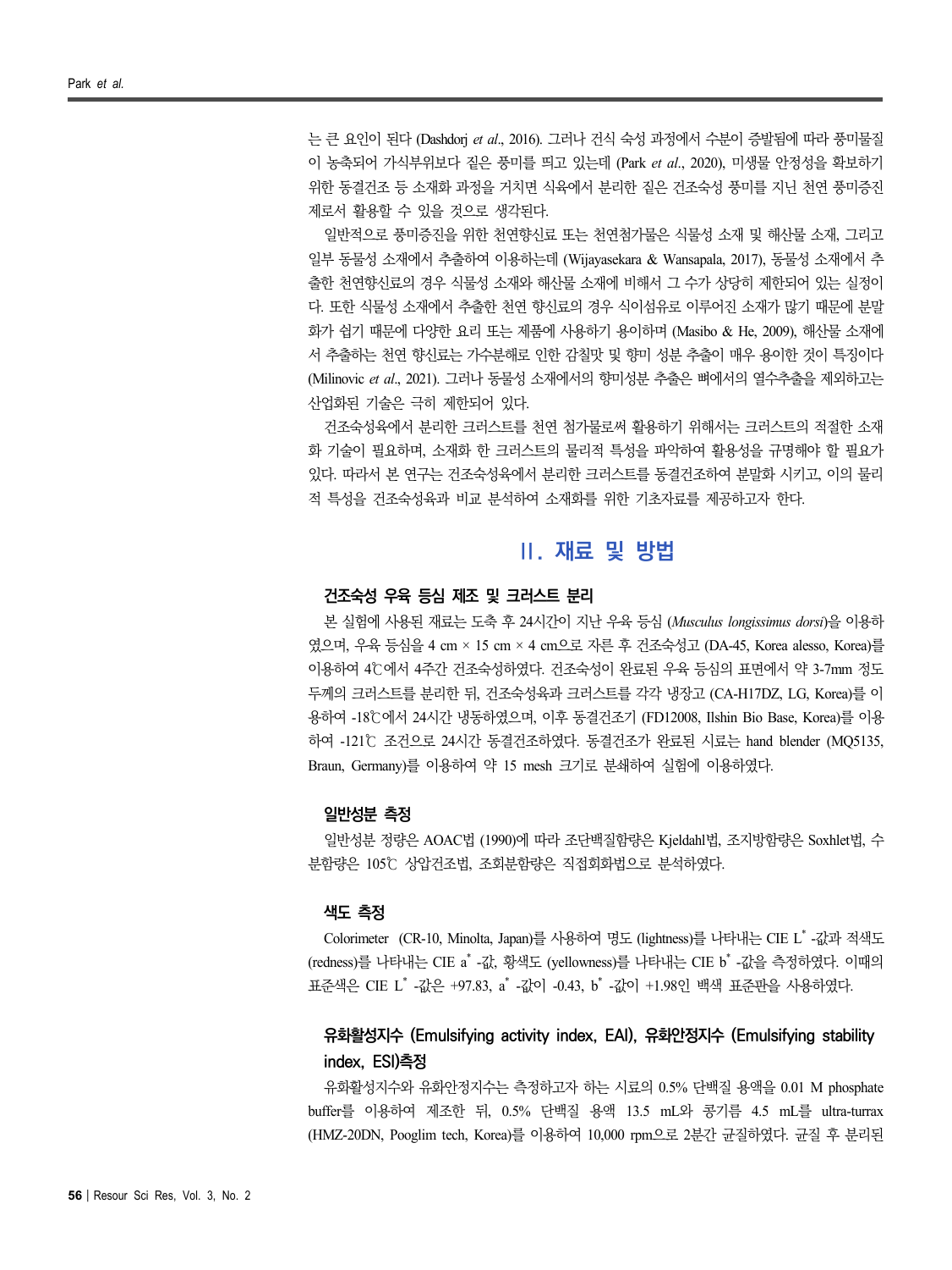는 큰 요인이 된다 (Dashdorj *et al*., 2016). 그러나 건식 숙성 과정에서 수분이 증발됨에 따라 풍미물질이 농축되어 가식부위보다 짙은 풍미를 띄고 있는데 (Park *et al*., 2020), 미생물 안정성을 확보하기 위한 동결건조 등 소재화 과정을 거치면 식육에서 분리한 짙은 건조숙성 풍미를 지닌 천연 풍미증진제로서 활용할 수 있을 것으로 생각된다.

일반적으로 풍미증진을 위한 천연향신료 또는 천연첨가물은 식물성 소재 및 해산물 소재, 그리고 일부 동물성 소재에서 추출하여 이용하는데 (Wijayasekara & Wansapala, 2017), 동물성 소재에서 추출한 천연향신료의 경우 식물성 소재와 해산물 소재에 비해서 그 수가 상당히 제한되어 있는 실정이다. 또한 식물성 소재에서 추출한 천연 향신료의 경우 식이섬유로 이루어진 소재가 많기 때문에 분말화가 쉽기 때문에 다양한 요리 또는 제품에 사용하기 용이하며 (Masibo & He, 2009), 해산물 소재에서 추출하는 천연 향신료는 가수분해로 인한 감칠맛 및 향미 성분 추출이 매우 용이한 것이 특징이다 (Milinovic *et al*., 2021). 그러나 동물성 소재에서의 향미성분 추출은 뼈에서의 열수추출을 제외하고는 산업화된 기술은 극히 제한되어 있다.

건조숙성육에서 분리한 크러스트를 천연 첨가물로써 활용하기 위해서는 크러스트의 적절한 소재화 기술이 필요하며, 소재화 한 크러스트의 물리적 특성을 파악하여 활용성을 규명해야 할 필요가 있다. 따라서 본 연구는 건조숙성육에서 분리한 크러스트를 동결건조하여 분말화 시키고, 이의 물리적 특성을 건조숙성육과 비교 분석하여 소재화를 위한 기초자료를 제공하고자 한다.

## II. 재료 및 방법

### 건조숙성 우육 등심 제조 및 크러스트 분리

본 실험에 사용된 재료는 도축 후 24시간이 지난 우육 등심 (*Musculus longissimus dorsi*)을 이용하였으며, 우육 등심을 4 cm × 15 cm × 4 cm으로 자른 후 건조숙성고 (DA-45, Korea alesso, Korea)를 이용하여 4℃에서 4주간 건조숙성하였다. 건조숙성이 완료된 우육 등심의 표면에서 약 3-7mm 정도 두께의 크러스트를 분리한 뒤, 건조숙성육과 크러스트를 각각 냉장고 (CA-H17DZ, LG, Korea)를 이용하여 -18℃에서 24시간 냉동하였으며, 이후 동결건조기 (FD12008, Ilshin Bio Base, Korea)를 이용하여 -121℃ 조건으로 24시간 동결건조하였다. 동결건조가 완료된 시료는 hand blender (MQ5135, Braun, Germany)를 이용하여 약 15 mesh 크기로 분쇄하여 실험에 이용하였다.

### 일반성분 측정

일반성분 정량은 AOAC법 (1990)에 따라 조단백질함량은 Kjeldahl법, 조지방함량은 Soxhlet법, 수분함량은 105℃ 상압건조법, 조회분함량은 직접회화법으로 분석하였다.

### 색도 측정

Colorimeter (CR-10, Minolta, Japan)를 사용하여 명도 (lightness)를 나타내는 CIE $L^*$ -값과 적색도 (redness)를 나타내는 CIE $a^*$ -값, 황색도 (yellowness)를 나타내는 CIE $b^*$ -값을 측정하였다. 이때의 표준색은 CIE $L^*$ -값은 +97.83, $a^*$ -값이 -0.43, $b^*$ -값이 +1.98인 백색 표준판을 사용하였다.

### 유화활성지수 (Emulsifying activity index, EAI), 유화안정지수 (Emulsifying stability index, ESI)측정

유화활성지수와 유화안정지수는 측정하고자 하는 시료의 0.5% 단백질 용액을 0.01 M phosphate buffer를 이용하여 제조한 뒤, 0.5% 단백질 용액 13.5 mL와 콩기름 4.5 mL를 ultra-turrax (HMZ-20DN, Pooglim tech, Korea)를 이용하여 10,000 rpm으로 2분간 균질하였다. 균질 후 분리된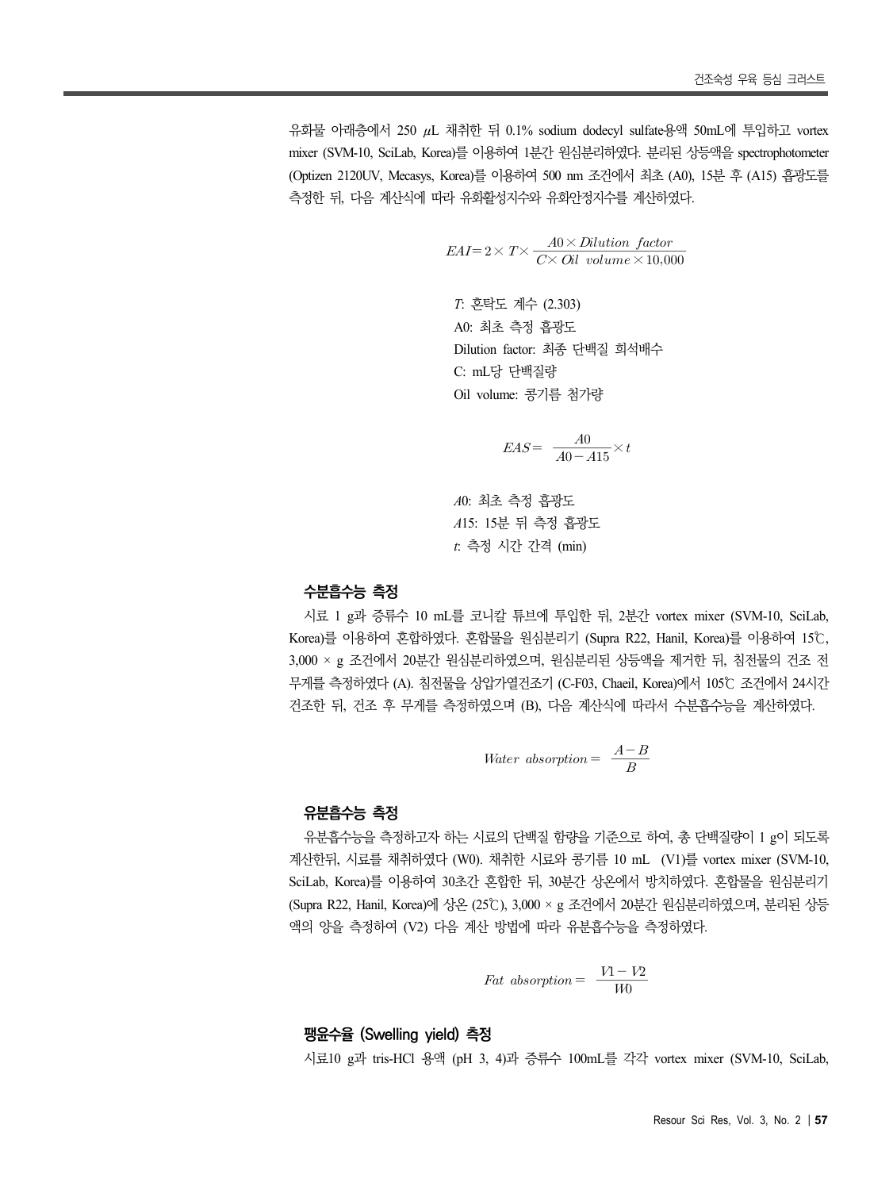유화물 아래층에서 250 $\mu$L 채취한 뒤 0.1% sodium dodecyl sulfate용액 50mL에 투입하고 vortex mixer (SVM-10, SciLab, Korea)를 이용하여 1분간 원심분리하였다. 분리된 상등액을 spectrophotometer (Optizen 2120UV, Mecasys, Korea)를 이용하여 500 nm 조건에서 최초 (A0), 15분 후 (A15) 흡광도를 측정한 뒤, 다음 계산식에 따라 유화활성지수와 유화안정지수를 계산하였다.

$$EAI = 2 \times T \times \frac{A0 \times Dilution\ \ factor}{C \times Oil\ \ volume \times 10{,}000}$$

$T$: 혼탁도 계수 (2.303)
A0: 최초 측정 흡광도
Dilution factor: 최종 단백질 희석배수
C: mL당 단백질량
Oil volume: 콩기름 첨가량

$$EAS = \frac{A0}{A0 - A15} \times t$$

$A$0: 최초 측정 흡광도
$A$15: 15분 뒤 측정 흡광도
$t$: 측정 시간 간격 (min)

### 수분흡수능 측정

시료 1 g과 증류수 10 mL를 코니칼 튜브에 투입한 뒤, 2분간 vortex mixer (SVM-10, SciLab, Korea)를 이용하여 혼합하였다. 혼합물을 원심분리기 (Supra R22, Hanil, Korea)를 이용하여 15℃, 3,000 × g 조건에서 20분간 원심분리하였으며, 원심분리된 상등액을 제거한 뒤, 침전물의 건조 전 무게를 측정하였다 (A). 침전물을 상압가열건조기 (C-F03, Chaeil, Korea)에서 105℃ 조건에서 24시간 건조한 뒤, 건조 후 무게를 측정하였으며 (B), 다음 계산식에 따라서 수분흡수능을 계산하였다.

$$Water\ \ absorption = \frac{A - B}{B}$$

### 유분흡수능 측정

유분흡수능을 측정하고자 하는 시료의 단백질 함량을 기준으로 하여, 총 단백질량이 1 g이 되도록 계산한뒤, 시료를 채취하였다 (W0). 채취한 시료와 콩기름 10 mL (V1)를 vortex mixer (SVM-10, SciLab, Korea)를 이용하여 30초간 혼합한 뒤, 30분간 상온에서 방치하였다. 혼합물을 원심분리기 (Supra R22, Hanil, Korea)에 상온 (25℃), 3,000 × g 조건에서 20분간 원심분리하였으며, 분리된 상등액의 양을 측정하여 (V2) 다음 계산 방법에 따라 유분흡수능을 측정하였다.

$$Fat\ \ absorption = \frac{V1 - V2}{W0}$$

### 팽윤수율 (Swelling yield) 측정

시료10 g과 tris-HCl 용액 (pH 3, 4)과 증류수 100mL를 각각 vortex mixer (SVM-10, SciLab,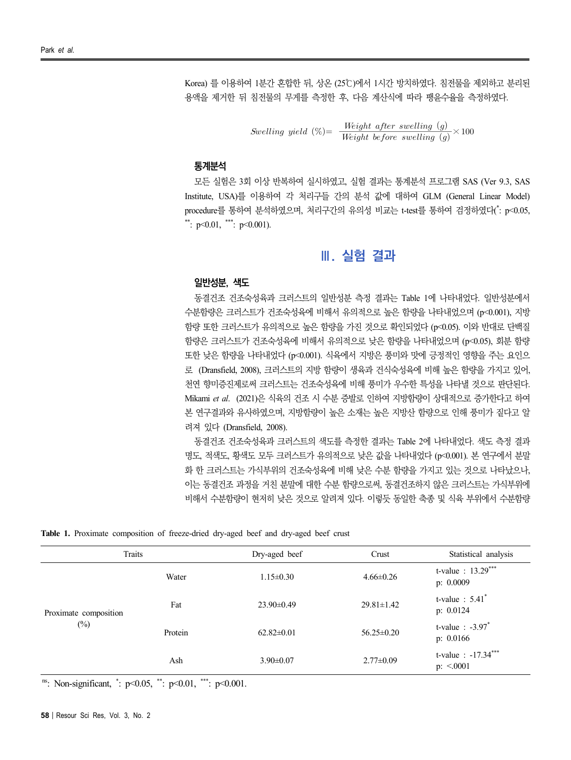Korea) 를 이용하여 1분간 혼합한 뒤, 상온 (25℃)에서 1시간 방치하였다. 침전물을 제외하고 분리된 용액을 제거한 뒤 침전물의 무게를 측정한 후, 다음 계산식에 따라 팽윤수율을 측정하였다.

$$Swelling\ yield\ (\%) = \frac{Weight\ after\ swelling\ (g)}{Weight\ before\ swelling\ (g)} \times 100$$

### 통계분석

모든 실험은 3회 이상 반복하여 실시하였고, 실험 결과는 통계분석 프로그램 SAS (Ver 9.3, SAS Institute, USA)를 이용하여 각 처리구들 간의 분석 값에 대하여 GLM (General Linear Model) procedure를 통하여 분석하였으며, 처리구간의 유의성 비교는 t-test를 통하여 검정하였다(*: $p<0.05$, **: $p<0.01$, ***: $p<0.001$).

## Ⅲ. 실험 결과

### 일반성분, 색도

동결건조 건조숙성육과 크러스트의 일반성분 측정 결과는 Table 1에 나타내었다. 일반성분에서 수분함량은 크러스트가 건조숙성육에 비해서 유의적으로 높은 함량을 나타내었으며 ($p<0.001$), 지방 함량 또한 크러스트가 유의적으로 높은 함량을 가진 것으로 확인되었다 ($p<0.05$). 이와 반대로 단백질 함량은 크러스트가 건조숙성육에 비해서 유의적으로 낮은 함량을 나타내었으며 ($p<0.05$), 회분 함량 또한 낮은 함량을 나타내었다 ($p<0.001$). 식육에서 지방은 풍미와 맛에 긍정적인 영향을 주는 요인으로 (Dransfield, 2008), 크러스트의 지방 함량이 생육과 건식숙성육에 비해 높은 함량을 가지고 있어, 천연 향미증진제로써 크러스트는 건조숙성육에 비해 풍미가 우수한 특성을 나타낼 것으로 판단된다. Mikami *et al.* (2021)은 식육의 건조 시 수분 증발로 인하여 지방함량이 상대적으로 증가한다고 하여 본 연구결과와 유사하였으며, 지방함량이 높은 소재는 높은 지방산 함량으로 인해 풍미가 짙다고 알려져 있다 (Dransfield, 2008).

동결건조 건조숙성육과 크러스트의 색도를 측정한 결과는 Table 2에 나타내었다. 색도 측정 결과 명도, 적색도, 황색도 모두 크러스트가 유의적으로 낮은 값을 나타내었다 ($p<0.001$). 본 연구에서 분말화 한 크러스트는 가식부위의 건조숙성육에 비해 낮은 수분 함량을 가지고 있는 것으로 나타났으나, 이는 동결건조 과정을 거친 분말에 대한 수분 함량으로써, 동결건조하지 않은 크러스트는 가식부위에 비해서 수분함량이 현저히 낮은 것으로 알려져 있다. 이렇듯 동일한 축종 및 식육 부위에서 수분함량

**Table 1.** Proximate composition of freeze-dried dry-aged beef and dry-aged beef crust

| Traits | | Dry-aged beef | Crust | Statistical analysis |
|---|---|---|---|---|
| Proximate composition (%) | Water | 1.15±0.30 | 4.66±0.26 | t-value : 13.29*** p: 0.0009 |
| | Fat | 23.90±0.49 | 29.81±1.42 | t-value : 5.41* p: 0.0124 |
| | Protein | 62.82±0.01 | 56.25±0.20 | t-value : -3.97* p: 0.0166 |
| | Ash | 3.90±0.07 | 2.77±0.09 | t-value : -17.34*** p: <.0001 |

ns: Non-significant, *: $p<0.05$, **: $p<0.01$, ***: $p<0.001$.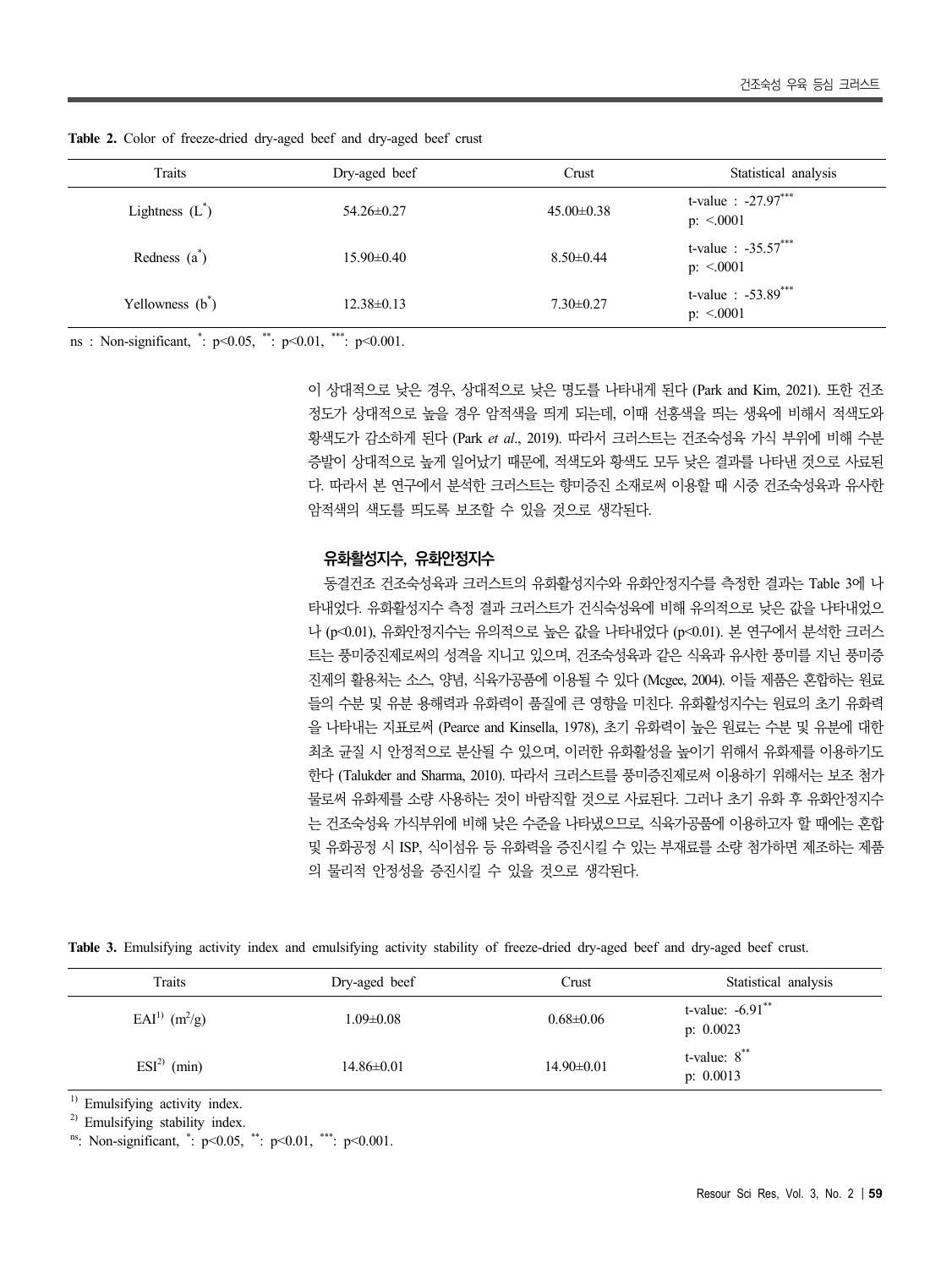**Table 2.** Color of freeze-dried dry-aged beef and dry-aged beef crust

| Traits | Dry-aged beef | Crust | Statistical analysis |
|---|---|---|---|
| Lightness ($L^*$) | 54.26±0.27 | 45.00±0.38 | t-value : -27.97*** p: <.0001 |
| Redness ($a^*$) | 15.90±0.40 | 8.50±0.44 | t-value : -35.57*** p: <.0001 |
| Yellowness ($b^*$) | 12.38±0.13 | 7.30±0.27 | t-value : -53.89*** p: <.0001 |

ns : Non-significant, *: p<0.05, **: p<0.01, ***: p<0.001.

이 상대적으로 낮은 경우, 상대적으로 낮은 명도를 나타내게 된다 (Park and Kim, 2021). 또한 건조 정도가 상대적으로 높을 경우 암적색을 띄게 되는데, 이때 선홍색을 띄는 생육에 비해서 적색도와 황색도가 감소하게 된다 (Park *et al*., 2019). 따라서 크러스트는 건조숙성육 가식 부위에 비해 수분 증발이 상대적으로 높게 일어났기 때문에, 적색도와 황색도 모두 낮은 결과를 나타낸 것으로 사료된다. 따라서 본 연구에서 분석한 크러스트는 향미증진 소재로써 이용할 때 시중 건조숙성육과 유사한 암적색의 색도를 띄도록 보조할 수 있을 것으로 생각된다.

### 유화활성지수, 유화안정지수

동결건조 건조숙성육과 크러스트의 유화활성지수와 유화안정지수를 측정한 결과는 Table 3에 나타내었다. 유화활성지수 측정 결과 크러스트가 건식숙성육에 비해 유의적으로 낮은 값을 나타내었으나 (p<0.01), 유화안정지수는 유의적으로 높은 값을 나타내었다 (p<0.01). 본 연구에서 분석한 크러스트는 풍미증진제로써의 성격을 지니고 있으며, 건조숙성육과 같은 식육과 유사한 풍미를 지닌 풍미증진제의 활용처는 소스, 양념, 식육가공품에 이용될 수 있다 (Mcgee, 2004). 이들 제품은 혼합하는 원료들의 수분 및 유분 용해력과 유화력이 품질에 큰 영향을 미친다. 유화활성지수는 원료의 초기 유화력을 나타내는 지표로써 (Pearce and Kinsella, 1978), 초기 유화력이 높은 원료는 수분 및 유분에 대한 최초 균질 시 안정적으로 분산될 수 있으며, 이러한 유화활성을 높이기 위해서 유화제를 이용하기도 한다 (Talukder and Sharma, 2010). 따라서 크러스트를 풍미증진제로써 이용하기 위해서는 보조 첨가물로써 유화제를 소량 사용하는 것이 바람직할 것으로 사료된다. 그러나 초기 유화 후 유화안정지수는 건조숙성육 가식부위에 비해 낮은 수준을 나타냈으므로, 식육가공품에 이용하고자 할 때에는 혼합 및 유화공정 시 ISP, 식이섬유 등 유화력을 증진시킬 수 있는 부재료를 소량 첨가하면 제조하는 제품의 물리적 안정성을 증진시킬 수 있을 것으로 생각된다.

**Table 3.** Emulsifying activity index and emulsifying activity stability of freeze-dried dry-aged beef and dry-aged beef crust.

| Traits | Dry-aged beef | Crust | Statistical analysis |
|---|---|---|---|
| EAI[1] ($m^2/g$) | 1.09±0.08 | 0.68±0.06 | t-value: -6.91** p: 0.0023 |
| ESI[2] (min) | 14.86±0.01 | 14.90±0.01 | t-value: 8** p: 0.0013 |

[1] Emulsifying activity index.
[2] Emulsifying stability index.
ns: Non-significant, *: p<0.05, **: p<0.01, ***: p<0.001.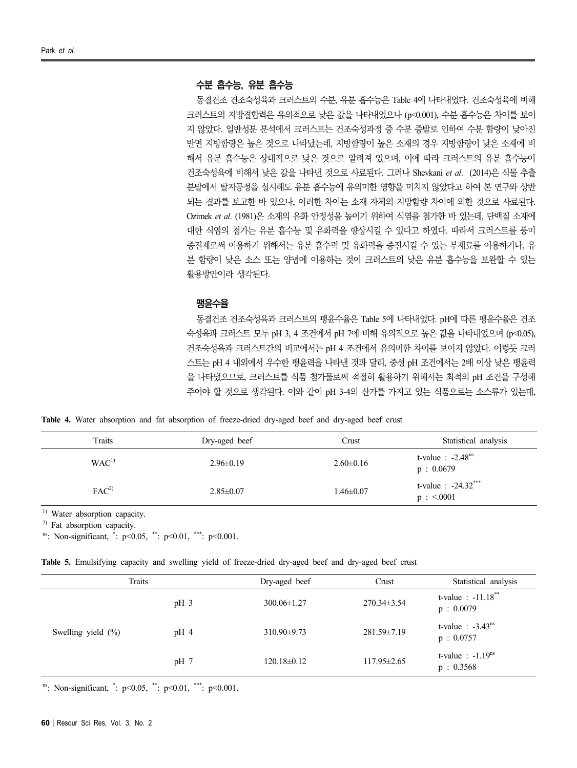### 수분 흡수능, 유분 흡수능

동결건조 건조숙성육과 크러스트의 수분, 유분 흡수능은 Table 4에 나타내었다. 건조숙성육에 비해 크러스트의 지방결합력은 유의적으로 낮은 값을 나타내었으나 ($p<0.001$), 수분 흡수능은 차이를 보이지 않았다. 일반성분 분석에서 크러스트는 건조숙성과정 중 수분 증발로 인하여 수분 함량이 낮아진 반면 지방함량은 높은 것으로 나타났는데, 지방함량이 높은 소재의 경우 지방함량이 낮은 소재에 비해서 유분 흡수능은 상대적으로 낮은 것으로 알려져 있으며, 이에 따라 크러스트의 유분 흡수능이 건조숙성육에 비해서 낮은 값을 나타낸 것으로 사료된다. 그러나 Shevkani *et al*. (2014)은 식물 추출 분말에서 탈지공정을 실시해도 유분 흡수능에 유의미한 영향을 미치지 않았다고 하여 본 연구와 상반되는 결과를 보고한 바 있으나, 이러한 차이는 소재 자체의 지방함량 차이에 의한 것으로 사료된다. Ozimek *et al*. (1981)은 소재의 유화 안정성을 높이기 위하여 식염을 첨가한 바 있는데, 단백질 소재에 대한 식염의 첨가는 유분 흡수능 및 유화력을 향상시킬 수 있다고 하였다. 따라서 크러스트를 풍미증진제로써 이용하기 위해서는 유분 흡수력 및 유화력을 증진시킬 수 있는 부재료를 이용하거나, 유분 함량이 낮은 소스 또는 양념에 이용하는 것이 크러스트의 낮은 유분 흡수능을 보완할 수 있는 활용방안이라 생각된다.

### 팽윤수율

동결건조 건조숙성육과 크러스트의 팽윤수율은 Table 5에 나타내었다. pH에 따른 팽윤수율은 건조숙성육과 크러스트 모두 pH 3, 4 조건에서 pH 7에 비해 유의적으로 높은 값을 나타내었으며 ($p<0.05$), 건조숙성육과 크러스트간의 비교에서는 pH 4 조건에서 유의미한 차이를 보이지 않았다. 이렇듯 크러스트는 pH 4 내외에서 우수한 팽윤력을 나타낸 것과 달리, 중성 pH 조건에서는 2배 이상 낮은 팽윤력을 나타냈으므로, 크러스트를 식품 첨가물로써 적절히 활용하기 위해서는 최적의 pH 조건을 구성해 주어야 할 것으로 생각된다. 이와 같이 pH 3-4의 산가를 가지고 있는 식품으로는 소스류가 있는데,

**Table 4.** Water absorption and fat absorption of freeze-dried dry-aged beef and dry-aged beef crust

| Traits | Dry-aged beef | Crust | Statistical analysis |
|---|---|---|---|
| WAC[1] | 2.96±0.19 | 2.60±0.16 | t-value : $-2.48^{ns}$<br>p : 0.0679 |
| FAC[2] | 2.85±0.07 | 1.46±0.07 | t-value : $-24.32^{***}$<br>p : <.0001 |

[1] Water absorption capacity.
[2] Fat absorption capacity.
ns: Non-significant, *: $p<0.05$, **: $p<0.01$, ***: $p<0.001$.

**Table 5.** Emulsifying capacity and swelling yield of freeze-dried dry-aged beef and dry-aged beef crust

| Traits | | Dry-aged beef | Crust | Statistical analysis |
|---|---|---|---|---|
| Swelling yield (%) | pH 3 | 300.06±1.27 | 270.34±3.54 | t-value : $-11.18^{**}$<br>p : 0.0079 |
| | pH 4 | 310.90±9.73 | 281.59±7.19 | t-value : $-3.43^{ns}$<br>p : 0.0757 |
| | pH 7 | 120.18±0.12 | 117.95±2.65 | t-value : $-1.19^{ns}$<br>p : 0.3568 |

ns: Non-significant, *: $p<0.05$, **: $p<0.01$, ***: $p<0.001$.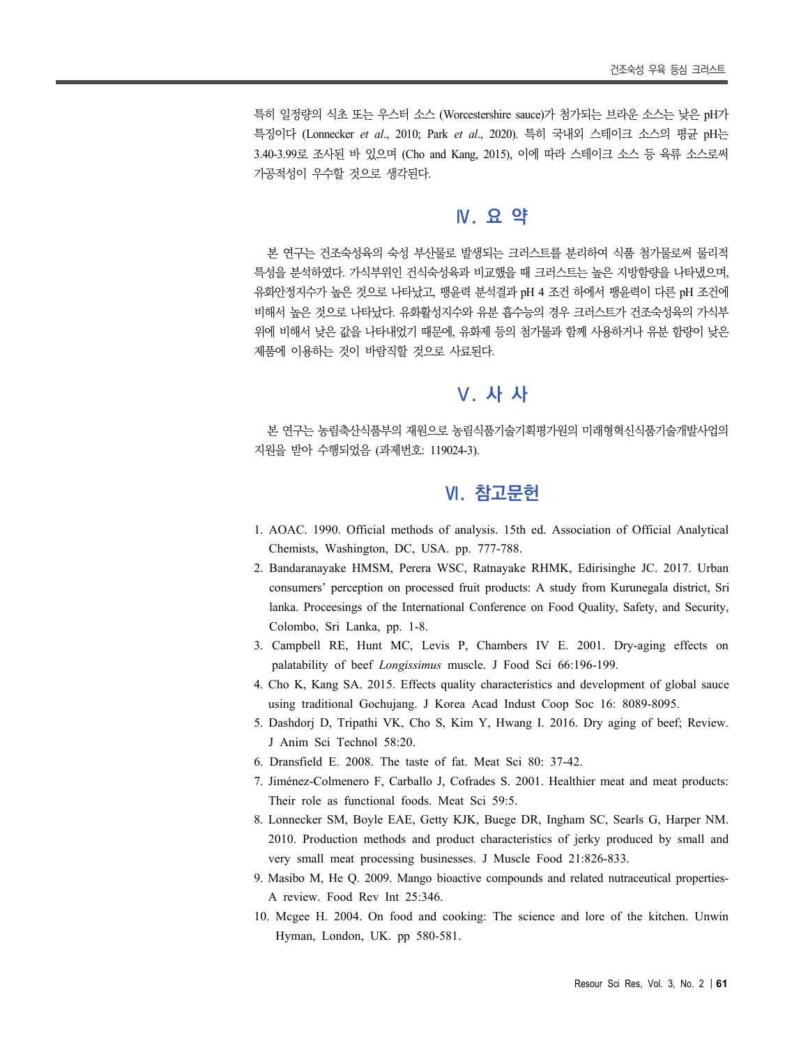특히 일정량의 식초 또는 우스터 소스 (Worcestershire sauce)가 첨가되는 브라운 소스는 낮은 pH가 특징이다 (Lonnecker *et al*., 2010; Park *et al*., 2020). 특히 국내외 스테이크 소스의 평균 pH는 3.40-3.99로 조사된 바 있으며 (Cho and Kang, 2015), 이에 따라 스테이크 소스 등 육류 소스로써 가공적성이 우수할 것으로 생각된다.

## Ⅳ. 요 약

본 연구는 건조숙성육의 숙성 부산물로 발생되는 크러스트를 분리하여 식품 첨가물로써 물리적 특성을 분석하였다. 가식부위인 건식숙성육과 비교했을 때 크러스트는 높은 지방함량을 나타냈으며, 유화안정지수가 높은 것으로 나타났고, 팽윤력 분석결과 pH 4 조건 하에서 팽윤력이 다른 pH 조건에 비해서 높은 것으로 나타났다. 유화활성지수와 유분 흡수능의 경우 크러스트가 건조숙성육의 가식부위에 비해서 낮은 값을 나타내었기 때문에, 유화제 등의 첨가물과 함께 사용하거나 유분 함량이 낮은 제품에 이용하는 것이 바람직할 것으로 사료된다.

## Ⅴ. 사 사

본 연구는 농림축산식품부의 재원으로 농림식품기술기획평가원의 미래형혁신식품기술개발사업의 지원을 받아 수행되었음 (과제번호: 119024-3).

## Ⅵ. 참고문헌

1. AOAC. 1990. Official methods of analysis. 15th ed. Association of Official Analytical Chemists, Washington, DC, USA. pp. 777-788.
2. Bandaranayake HMSM, Perera WSC, Ratnayake RHMK, Edirisinghe JC. 2017. Urban consumers' perception on processed fruit products: A study from Kurunegala district, Sri lanka. Proceesings of the International Conference on Food Quality, Safety, and Security, Colombo, Sri Lanka, pp. 1-8.
3. Campbell RE, Hunt MC, Levis P, Chambers IV E. 2001. Dry-aging effects on palatability of beef *Longissimus* muscle. J Food Sci 66:196-199.
4. Cho K, Kang SA. 2015. Effects quality characteristics and development of global sauce using traditional Gochujang. J Korea Acad Indust Coop Soc 16: 8089-8095.
5. Dashdorj D, Tripathi VK, Cho S, Kim Y, Hwang I. 2016. Dry aging of beef; Review. J Anim Sci Technol 58:20.
6. Dransfield E. 2008. The taste of fat. Meat Sci 80: 37-42.
7. Jiménez-Colmenero F, Carballo J, Cofrades S. 2001. Healthier meat and meat products: Their role as functional foods. Meat Sci 59:5.
8. Lonnecker SM, Boyle EAE, Getty KJK, Buege DR, Ingham SC, Searls G, Harper NM. 2010. Production methods and product characteristics of jerky produced by small and very small meat processing businesses. J Muscle Food 21:826-833.
9. Masibo M, He Q. 2009. Mango bioactive compounds and related nutraceutical properties-A review. Food Rev Int 25:346.
10. Mcgee H. 2004. On food and cooking: The science and lore of the kitchen. Unwin Hyman, London, UK. pp 580-581.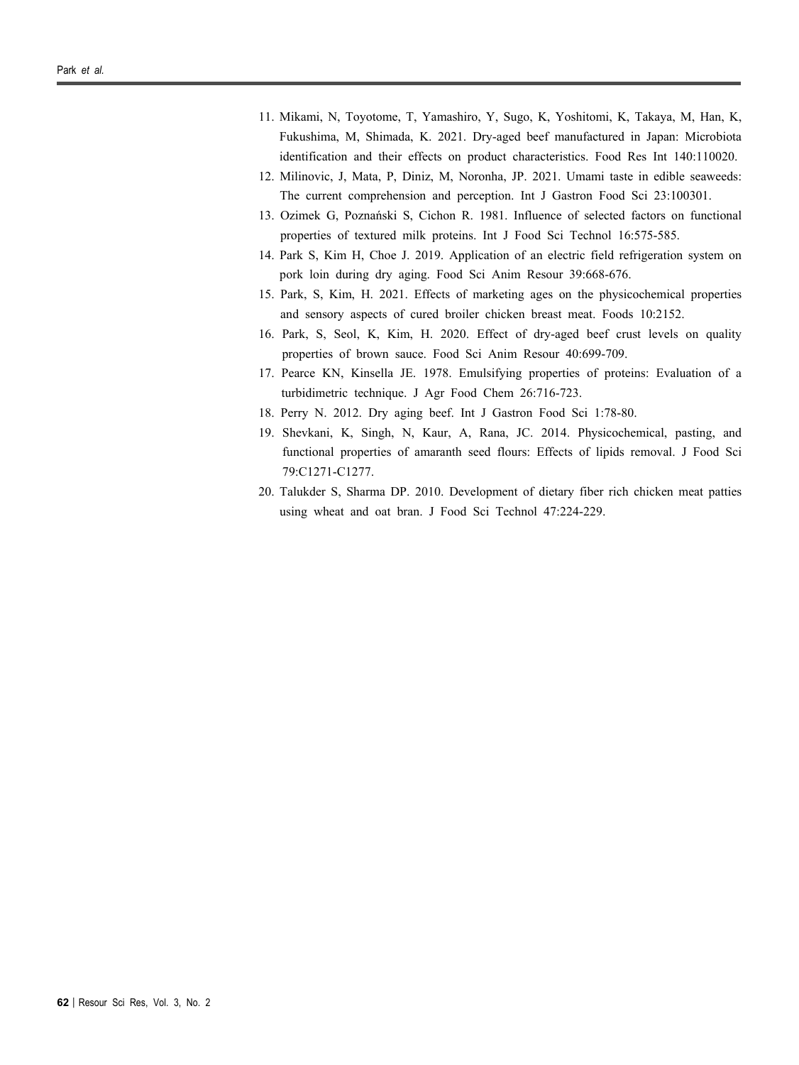11. Mikami, N, Toyotome, T, Yamashiro, Y, Sugo, K, Yoshitomi, K, Takaya, M, Han, K, Fukushima, M, Shimada, K. 2021. Dry-aged beef manufactured in Japan: Microbiota identification and their effects on product characteristics. Food Res Int 140:110020.
12. Milinovic, J, Mata, P, Diniz, M, Noronha, JP. 2021. Umami taste in edible seaweeds: The current comprehension and perception. Int J Gastron Food Sci 23:100301.
13. Ozimek G, Poznański S, Cichon R. 1981. Influence of selected factors on functional properties of textured milk proteins. Int J Food Sci Technol 16:575-585.
14. Park S, Kim H, Choe J. 2019. Application of an electric field refrigeration system on pork loin during dry aging. Food Sci Anim Resour 39:668-676.
15. Park, S, Kim, H. 2021. Effects of marketing ages on the physicochemical properties and sensory aspects of cured broiler chicken breast meat. Foods 10:2152.
16. Park, S, Seol, K, Kim, H. 2020. Effect of dry-aged beef crust levels on quality properties of brown sauce. Food Sci Anim Resour 40:699-709.
17. Pearce KN, Kinsella JE. 1978. Emulsifying properties of proteins: Evaluation of a turbidimetric technique. J Agr Food Chem 26:716-723.
18. Perry N. 2012. Dry aging beef. Int J Gastron Food Sci 1:78-80.
19. Shevkani, K, Singh, N, Kaur, A, Rana, JC. 2014. Physicochemical, pasting, and functional properties of amaranth seed flours: Effects of lipids removal. J Food Sci 79:C1271-C1277.
20. Talukder S, Sharma DP. 2010. Development of dietary fiber rich chicken meat patties using wheat and oat bran. J Food Sci Technol 47:224-229.